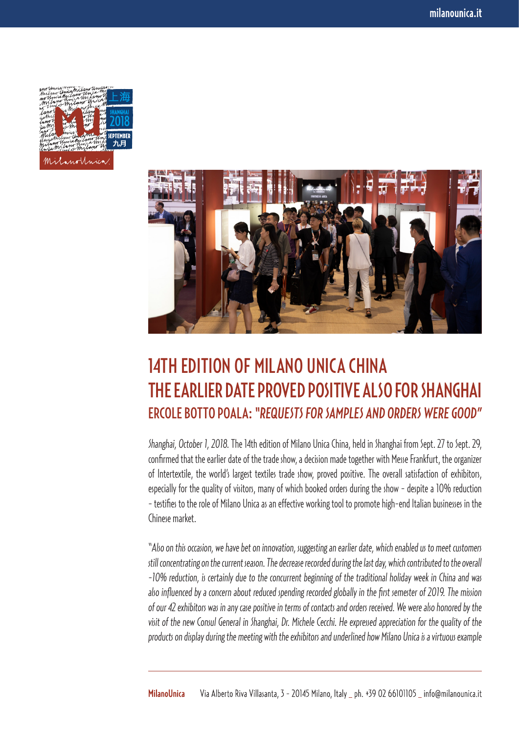# 14TH EDITION OF MILANO UNICA CHINA
# THE EARLIER DATE PROVED POSITIVE ALSO FOR SHANGHAI
## ERCOLE BOTTO POALA: *"REQUESTS FOR SAMPLES AND ORDERS WERE GOOD"*

*Shanghai, October 1, 2018.* The 14th edition of Milano Unica China, held in Shanghai from Sept. 27 to Sept. 29, confirmed that the earlier date of the trade show, a decision made together with Messe Frankfurt, the organizer of Intertextile, the world's largest textiles trade show, proved positive. The overall satisfaction of exhibitors, especially for the quality of visitors, many of which booked orders during the show - despite a 10% reduction - testifies to the role of Milano Unica as an effective working tool to promote high-end Italian businesses in the Chinese market.

*"Also on this occasion, we have bet on innovation, suggesting an earlier date, which enabled us to meet customers still concentrating on the current season. The decrease recorded during the last day, which contributed to the overall -10% reduction, is certainly due to the concurrent beginning of the traditional holiday week in China and was also influenced by a concern about reduced spending recorded globally in the first semester of 2019. The mission of our 42 exhibitors was in any case positive in terms of contacts and orders received. We were also honored by the visit of the new Consul General in Shanghai, Dr. Michele Cecchi. He expressed appreciation for the quality of the products on display during the meeting with the exhibitors and underlined how Milano Unica is a virtuous example*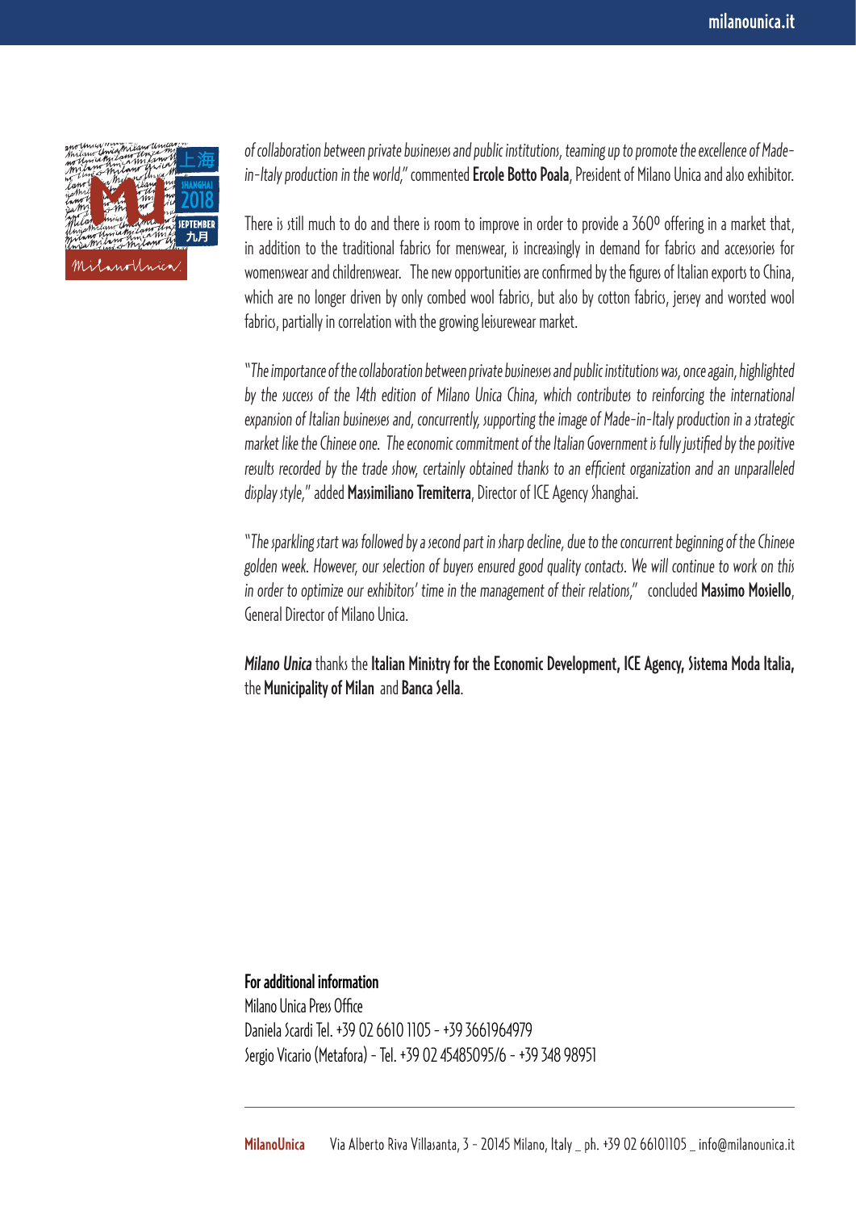*of collaboration between private businesses and public institutions, teaming up to promote the excellence of Made-in-Italy production in the world,"* commented **Ercole Botto Poala**, President of Milano Unica and also exhibitor.

There is still much to do and there is room to improve in order to provide a 360° offering in a market that, in addition to the traditional fabrics for menswear, is increasingly in demand for fabrics and accessories for womenswear and childrenswear. The new opportunities are confirmed by the figures of Italian exports to China, which are no longer driven by only combed wool fabrics, but also by cotton fabrics, jersey and worsted wool fabrics, partially in correlation with the growing leisurewear market.

*"The importance of the collaboration between private businesses and public institutions was, once again, highlighted by the success of the 14th edition of Milano Unica China, which contributes to reinforcing the international expansion of Italian businesses and, concurrently, supporting the image of Made-in-Italy production in a strategic market like the Chinese one. The economic commitment of the Italian Government is fully justified by the positive results recorded by the trade show, certainly obtained thanks to an efficient organization and an unparalleled display style,"* added **Massimiliano Tremiterra**, Director of ICE Agency Shanghai.

*"The sparkling start was followed by a second part in sharp decline, due to the concurrent beginning of the Chinese golden week. However, our selection of buyers ensured good quality contacts. We will continue to work on this in order to optimize our exhibitors' time in the management of their relations,"* concluded **Massimo Mosiello**, General Director of Milano Unica.

***Milano Unica*** thanks the **Italian Ministry for the Economic Development, ICE Agency, Sistema Moda Italia,** the **Municipality of Milan** and **Banca Sella**.

**For additional information**
Milano Unica Press Office
Daniela Scardi Tel. +39 02 6610 1105 - +39 3661964979
Sergio Vicario (Metafora) - Tel. +39 02 45485095/6 - +39 348 98951